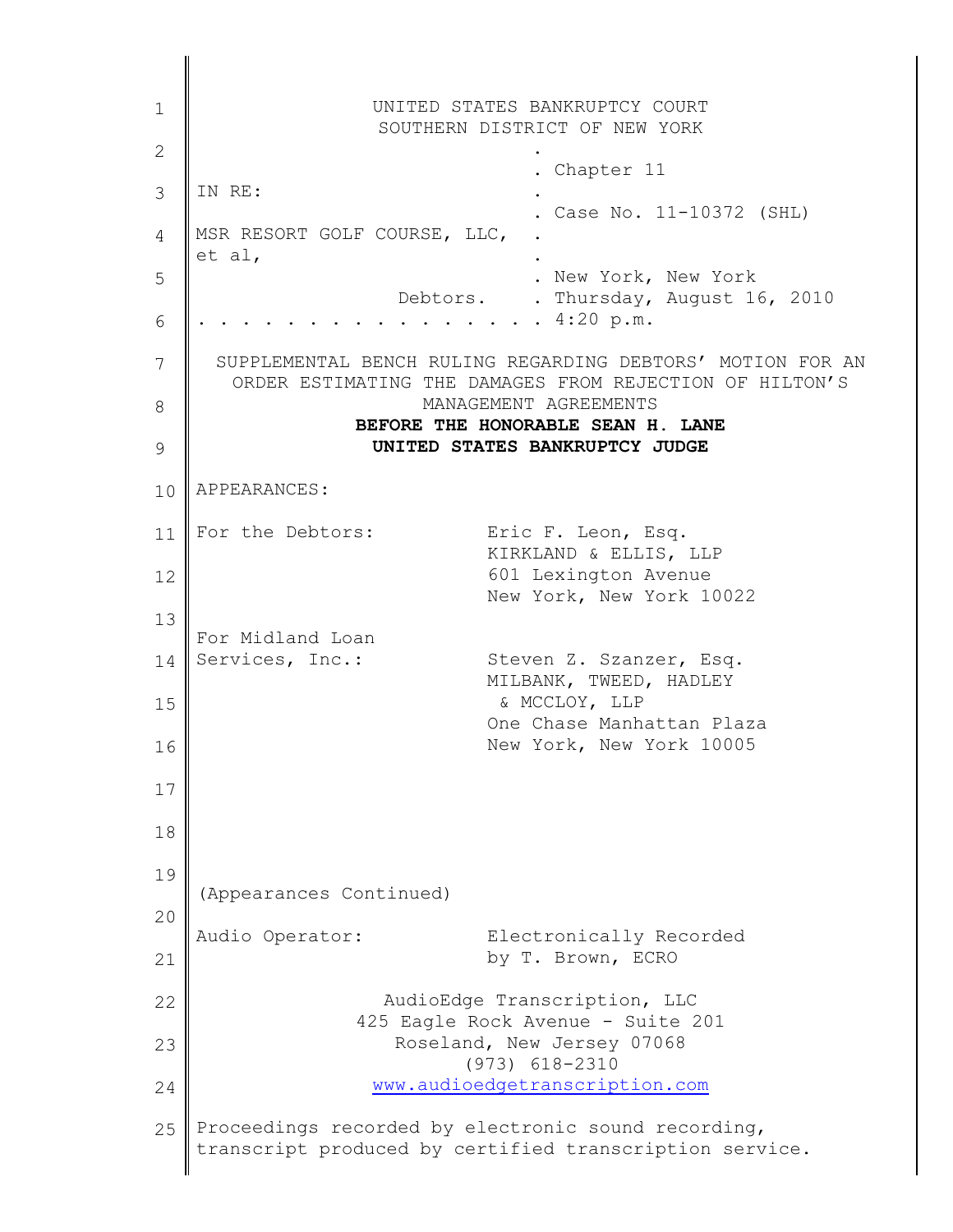UNITED STATES BANKRUPTCY COURT
SOUTHERN DISTRICT OF NEW YORK

| | |
|---|---|
| IN RE: | . Chapter 11 |
| | . Case No. 11-10372 (SHL) |
| MSR RESORT GOLF COURSE, LLC, et al, | . |
| | . New York, New York |
| Debtors. | . Thursday, August 16, 2010 |
| . . . . . . . . . . . . . . . . | . 4:20 p.m. |

SUPPLEMENTAL BENCH RULING REGARDING DEBTORS' MOTION FOR AN ORDER ESTIMATING THE DAMAGES FROM REJECTION OF HILTON'S MANAGEMENT AGREEMENTS

**BEFORE THE HONORABLE SEAN H. LANE**
**UNITED STATES BANKRUPTCY JUDGE**

APPEARANCES:

| | |
|---|---|
| For the Debtors: | Eric F. Leon, Esq.<br>KIRKLAND & ELLIS, LLP<br>601 Lexington Avenue<br>New York, New York 10022 |
| For Midland Loan Services, Inc.: | Steven Z. Szanzer, Esq.<br>MILBANK, TWEED, HADLEY & MCCLOY, LLP<br>One Chase Manhattan Plaza<br>New York, New York 10005 |

(Appearances Continued)

| | |
|---|---|
| Audio Operator: | Electronically Recorded by T. Brown, ECRO |

AudioEdge Transcription, LLC
425 Eagle Rock Avenue - Suite 201
Roseland, New Jersey 07068
(973) 618-2310
www.audioedgetranscription.com

Proceedings recorded by electronic sound recording, transcript produced by certified transcription service.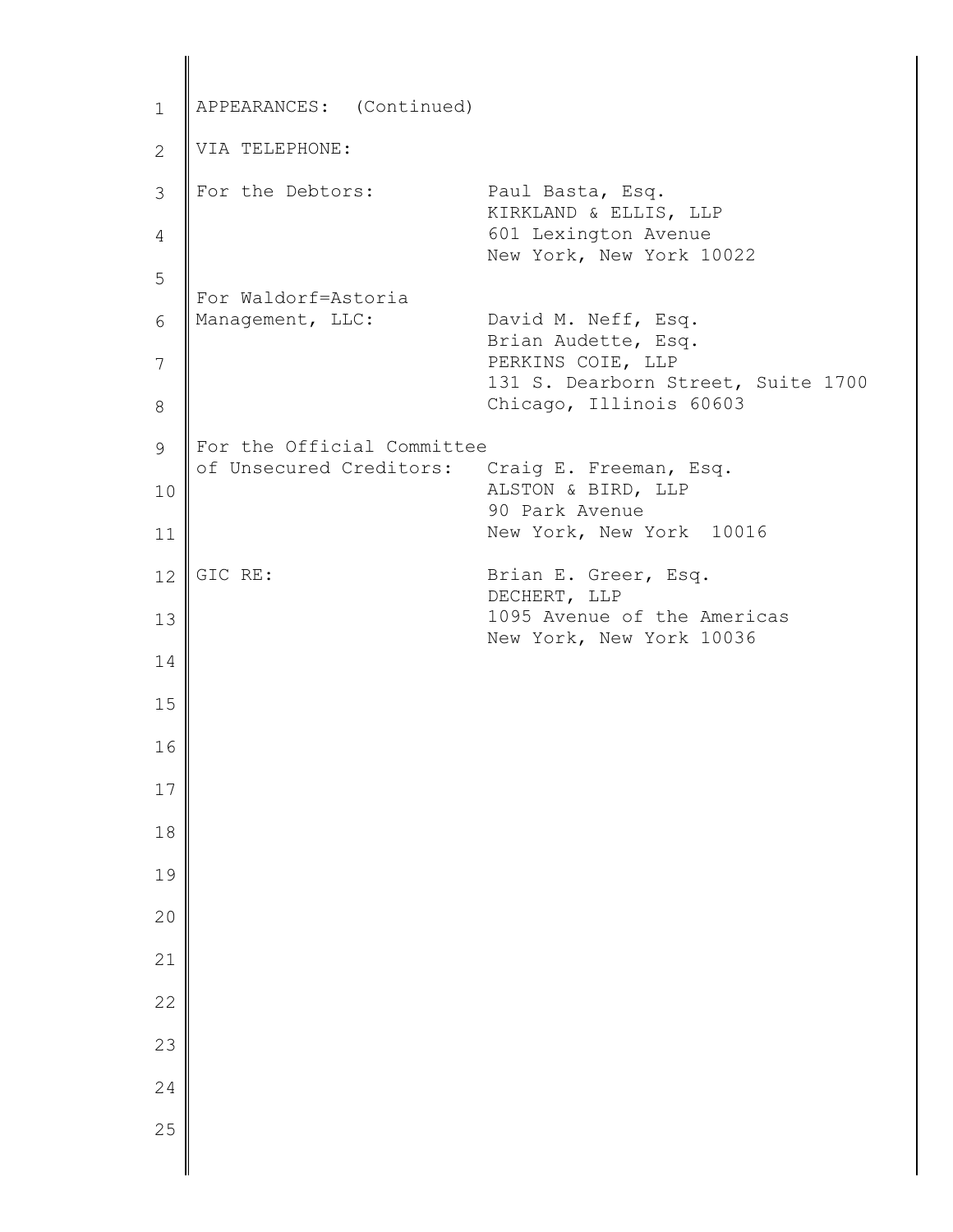APPEARANCES: (Continued)

VIA TELEPHONE:

| | |
|---|---|
| For the Debtors: | Paul Basta, Esq.<br>KIRKLAND & ELLIS, LLP<br>601 Lexington Avenue<br>New York, New York 10022 |
| For Waldorf=Astoria Management, LLC: | David M. Neff, Esq.<br>Brian Audette, Esq.<br>PERKINS COIE, LLP<br>131 S. Dearborn Street, Suite 1700<br>Chicago, Illinois 60603 |
| For the Official Committee of Unsecured Creditors: | Craig E. Freeman, Esq.<br>ALSTON & BIRD, LLP<br>90 Park Avenue<br>New York, New York 10016 |
| GIC RE: | Brian E. Greer, Esq.<br>DECHERT, LLP<br>1095 Avenue of the Americas<br>New York, New York 10036 |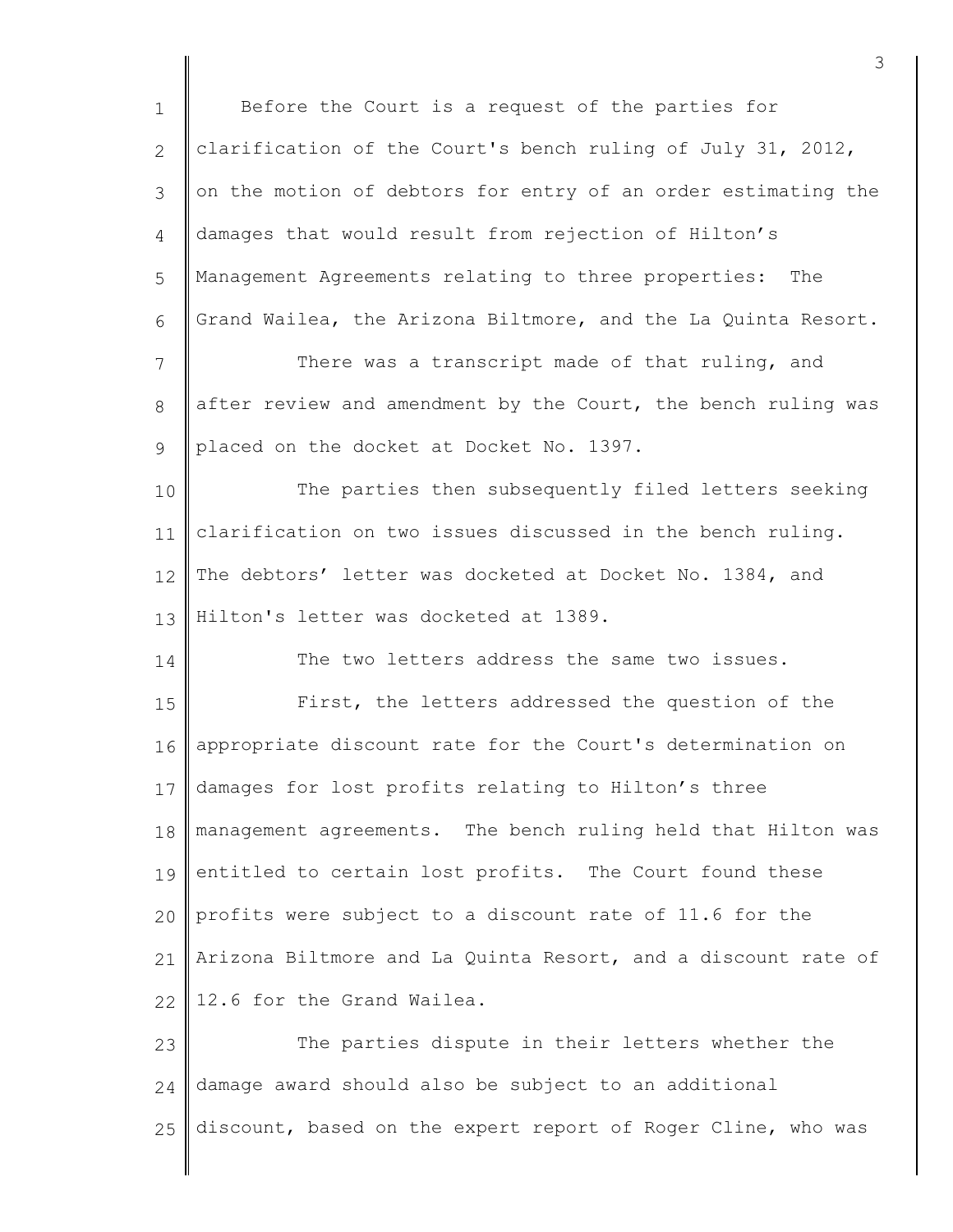Before the Court is a request of the parties for clarification of the Court's bench ruling of July 31, 2012, on the motion of debtors for entry of an order estimating the damages that would result from rejection of Hilton's Management Agreements relating to three properties: The Grand Wailea, the Arizona Biltmore, and the La Quinta Resort.

There was a transcript made of that ruling, and after review and amendment by the Court, the bench ruling was placed on the docket at Docket No. 1397.

The parties then subsequently filed letters seeking clarification on two issues discussed in the bench ruling. The debtors' letter was docketed at Docket No. 1384, and Hilton's letter was docketed at 1389.

The two letters address the same two issues.

First, the letters addressed the question of the appropriate discount rate for the Court's determination on damages for lost profits relating to Hilton's three management agreements. The bench ruling held that Hilton was entitled to certain lost profits. The Court found these profits were subject to a discount rate of 11.6 for the Arizona Biltmore and La Quinta Resort, and a discount rate of 12.6 for the Grand Wailea.

The parties dispute in their letters whether the damage award should also be subject to an additional discount, based on the expert report of Roger Cline, who was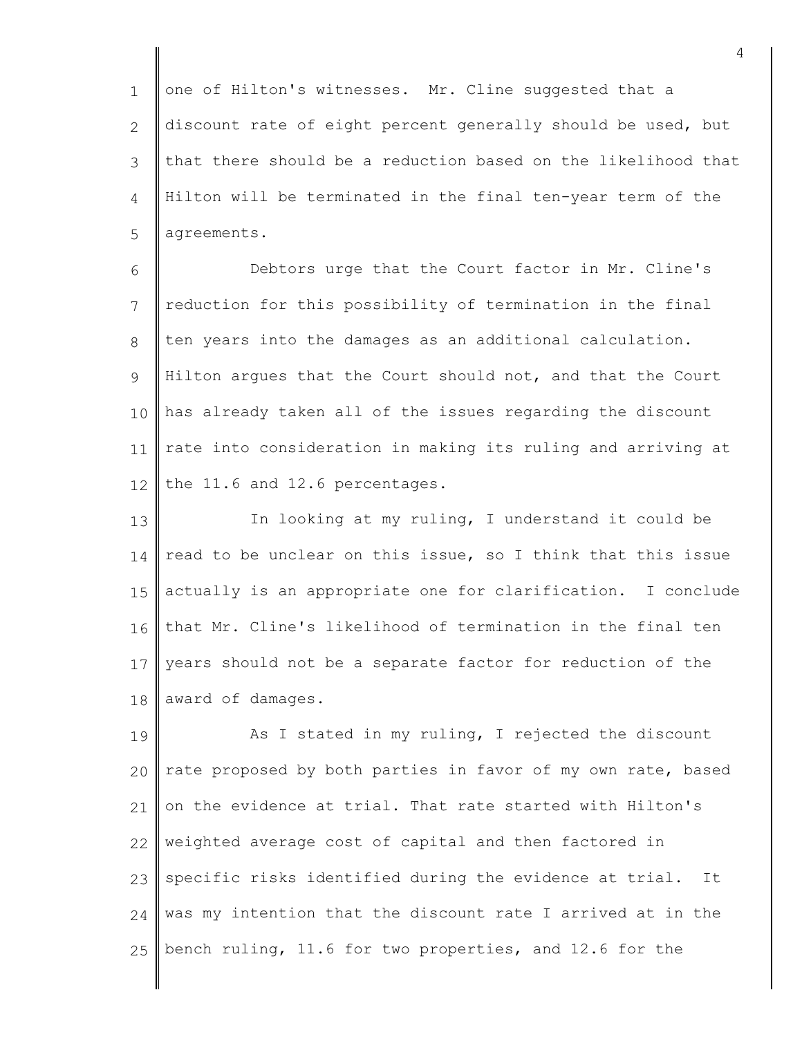one of Hilton's witnesses. Mr. Cline suggested that a discount rate of eight percent generally should be used, but that there should be a reduction based on the likelihood that Hilton will be terminated in the final ten-year term of the agreements.

Debtors urge that the Court factor in Mr. Cline's reduction for this possibility of termination in the final ten years into the damages as an additional calculation. Hilton argues that the Court should not, and that the Court has already taken all of the issues regarding the discount rate into consideration in making its ruling and arriving at the 11.6 and 12.6 percentages.

In looking at my ruling, I understand it could be read to be unclear on this issue, so I think that this issue actually is an appropriate one for clarification. I conclude that Mr. Cline's likelihood of termination in the final ten years should not be a separate factor for reduction of the award of damages.

As I stated in my ruling, I rejected the discount rate proposed by both parties in favor of my own rate, based on the evidence at trial. That rate started with Hilton's weighted average cost of capital and then factored in specific risks identified during the evidence at trial. It was my intention that the discount rate I arrived at in the bench ruling, 11.6 for two properties, and 12.6 for the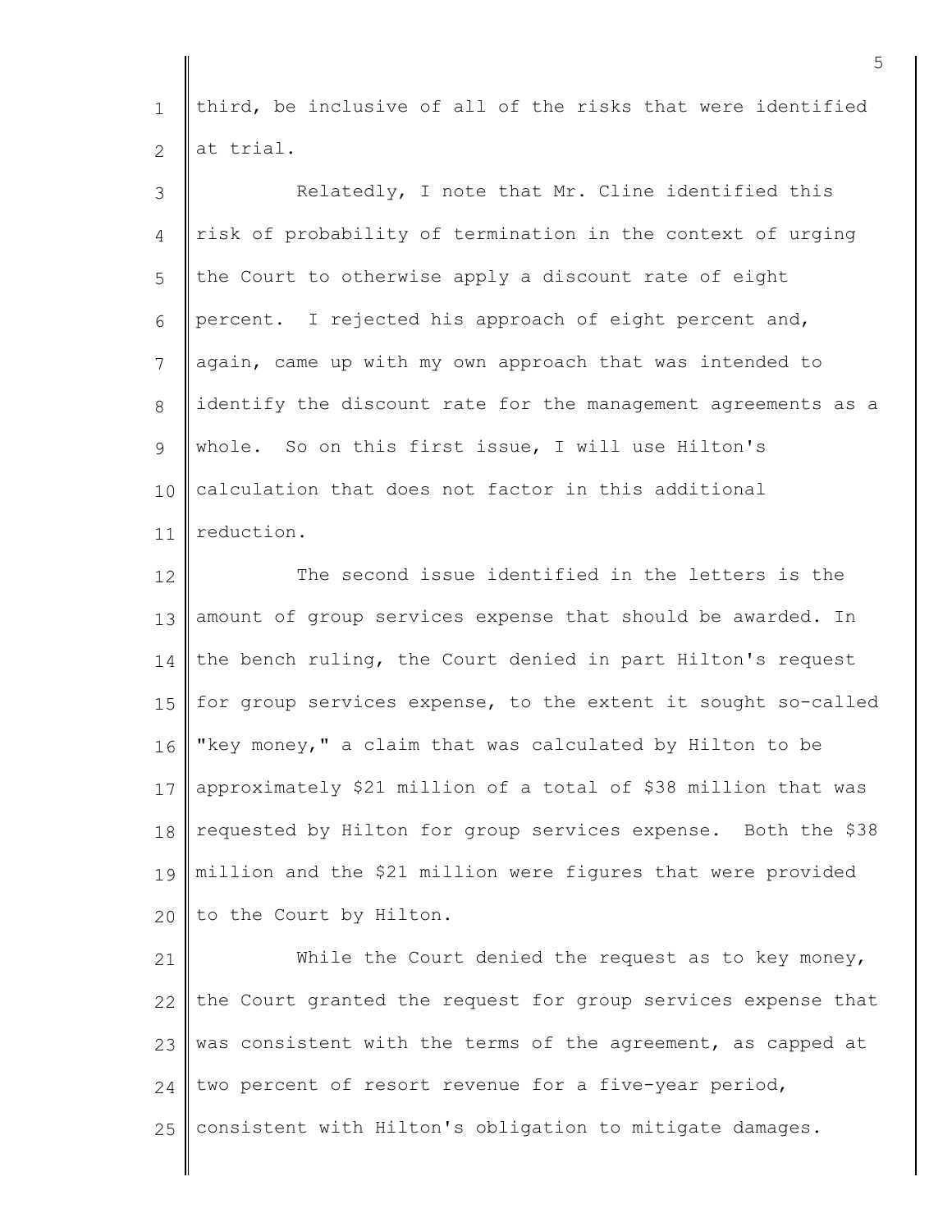third, be inclusive of all of the risks that were identified at trial.

Relatedly, I note that Mr. Cline identified this risk of probability of termination in the context of urging the Court to otherwise apply a discount rate of eight percent. I rejected his approach of eight percent and, again, came up with my own approach that was intended to identify the discount rate for the management agreements as a whole. So on this first issue, I will use Hilton's calculation that does not factor in this additional reduction.

The second issue identified in the letters is the amount of group services expense that should be awarded. In the bench ruling, the Court denied in part Hilton's request for group services expense, to the extent it sought so-called "key money," a claim that was calculated by Hilton to be approximately $21 million of a total of $38 million that was requested by Hilton for group services expense. Both the $38 million and the $21 million were figures that were provided to the Court by Hilton.

While the Court denied the request as to key money, the Court granted the request for group services expense that was consistent with the terms of the agreement, as capped at two percent of resort revenue for a five-year period, consistent with Hilton's obligation to mitigate damages.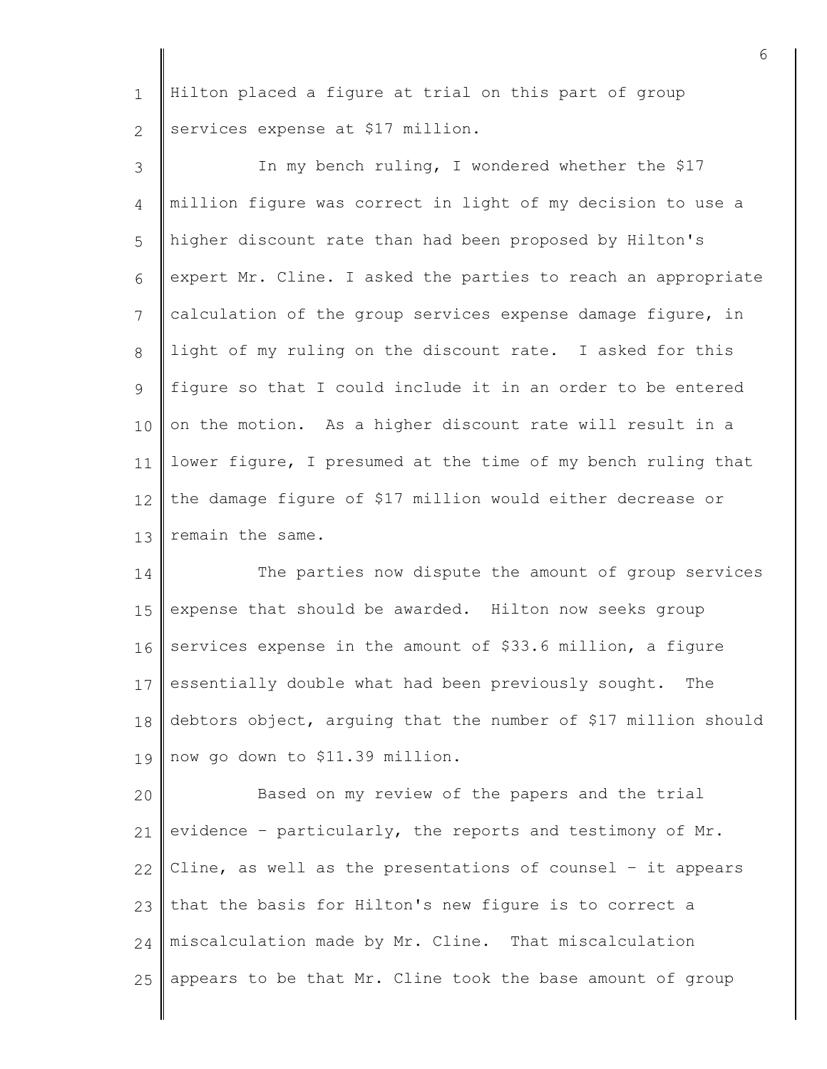Hilton placed a figure at trial on this part of group services expense at $17 million.

In my bench ruling, I wondered whether the $17 million figure was correct in light of my decision to use a higher discount rate than had been proposed by Hilton's expert Mr. Cline. I asked the parties to reach an appropriate calculation of the group services expense damage figure, in light of my ruling on the discount rate. I asked for this figure so that I could include it in an order to be entered on the motion. As a higher discount rate will result in a lower figure, I presumed at the time of my bench ruling that the damage figure of $17 million would either decrease or remain the same.

The parties now dispute the amount of group services expense that should be awarded. Hilton now seeks group services expense in the amount of $33.6 million, a figure essentially double what had been previously sought. The debtors object, arguing that the number of $17 million should now go down to $11.39 million.

Based on my review of the papers and the trial evidence - particularly, the reports and testimony of Mr. Cline, as well as the presentations of counsel - it appears that the basis for Hilton's new figure is to correct a miscalculation made by Mr. Cline. That miscalculation appears to be that Mr. Cline took the base amount of group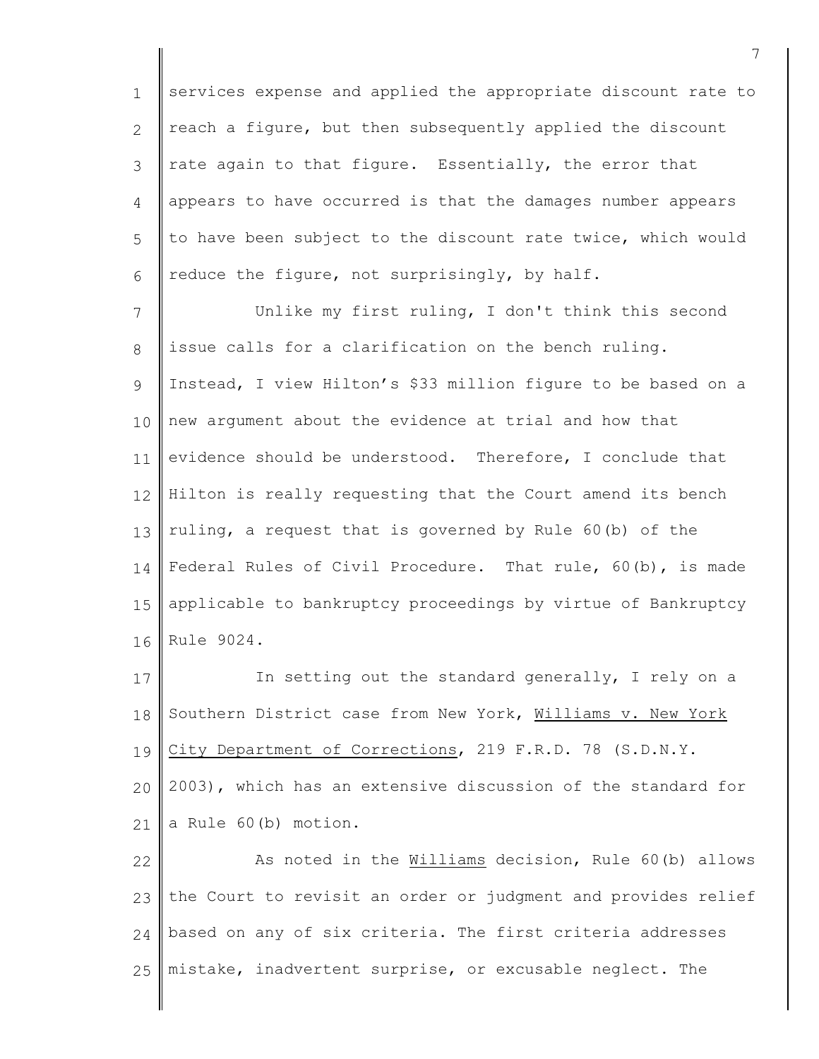services expense and applied the appropriate discount rate to reach a figure, but then subsequently applied the discount rate again to that figure. Essentially, the error that appears to have occurred is that the damages number appears to have been subject to the discount rate twice, which would reduce the figure, not surprisingly, by half.

Unlike my first ruling, I don't think this second issue calls for a clarification on the bench ruling. Instead, I view Hilton's $33 million figure to be based on a new argument about the evidence at trial and how that evidence should be understood. Therefore, I conclude that Hilton is really requesting that the Court amend its bench ruling, a request that is governed by Rule 60(b) of the Federal Rules of Civil Procedure. That rule, 60(b), is made applicable to bankruptcy proceedings by virtue of Bankruptcy Rule 9024.

In setting out the standard generally, I rely on a Southern District case from New York, Williams v. New York City Department of Corrections, 219 F.R.D. 78 (S.D.N.Y. 2003), which has an extensive discussion of the standard for a Rule 60(b) motion.

As noted in the Williams decision, Rule 60(b) allows the Court to revisit an order or judgment and provides relief based on any of six criteria. The first criteria addresses mistake, inadvertent surprise, or excusable neglect. The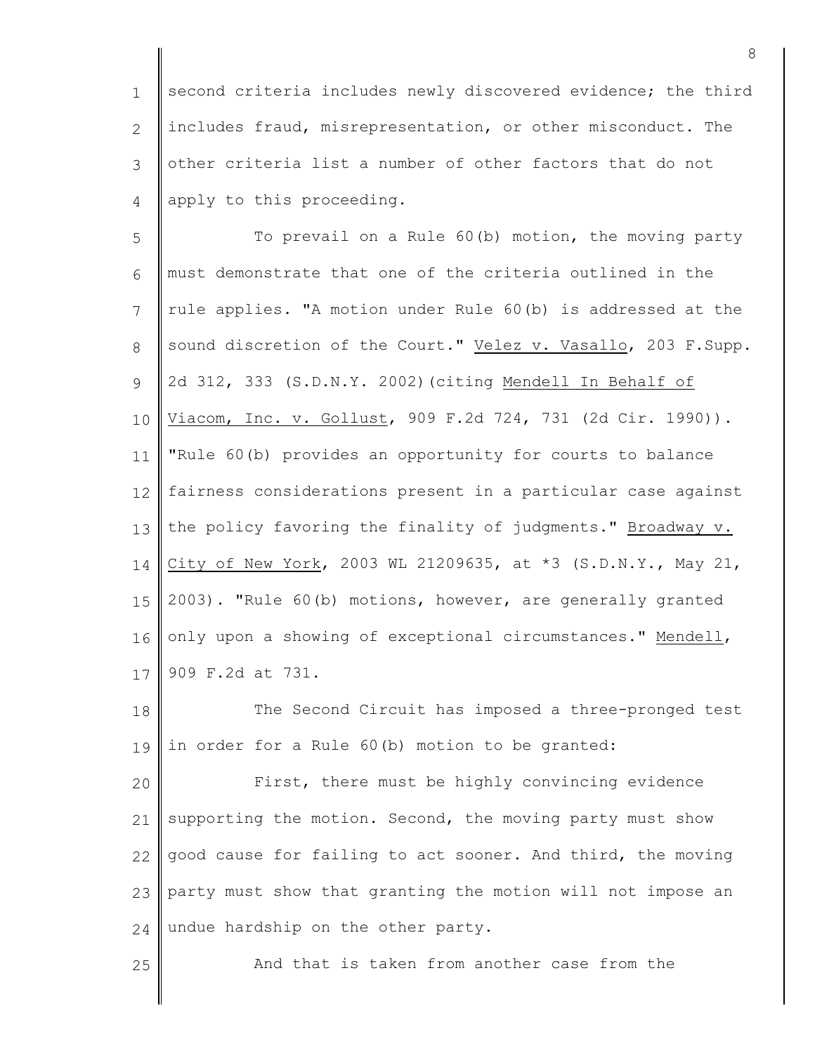second criteria includes newly discovered evidence; the third includes fraud, misrepresentation, or other misconduct. The other criteria list a number of other factors that do not apply to this proceeding.

To prevail on a Rule 60(b) motion, the moving party must demonstrate that one of the criteria outlined in the rule applies. "A motion under Rule 60(b) is addressed at the sound discretion of the Court." Velez v. Vasallo, 203 F.Supp. 2d 312, 333 (S.D.N.Y. 2002)(citing Mendell In Behalf of Viacom, Inc. v. Gollust, 909 F.2d 724, 731 (2d Cir. 1990)). "Rule 60(b) provides an opportunity for courts to balance fairness considerations present in a particular case against the policy favoring the finality of judgments." Broadway v. City of New York, 2003 WL 21209635, at *3 (S.D.N.Y., May 21, 2003). "Rule 60(b) motions, however, are generally granted only upon a showing of exceptional circumstances." Mendell, 909 F.2d at 731.

The Second Circuit has imposed a three-pronged test in order for a Rule 60(b) motion to be granted:

First, there must be highly convincing evidence supporting the motion. Second, the moving party must show good cause for failing to act sooner. And third, the moving party must show that granting the motion will not impose an undue hardship on the other party.

And that is taken from another case from the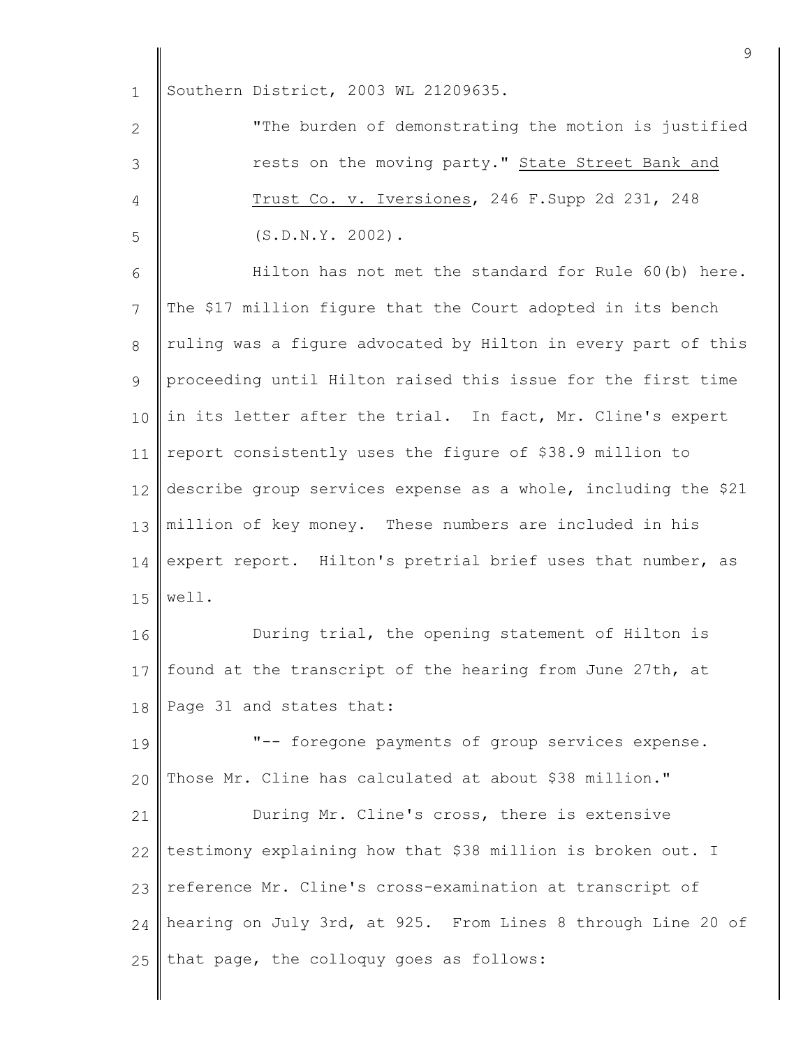Southern District, 2003 WL 21209635.

> "The burden of demonstrating the motion is justified rests on the moving party." State Street Bank and Trust Co. v. Iversiones, 246 F.Supp 2d 231, 248 (S.D.N.Y. 2002).

Hilton has not met the standard for Rule 60(b) here. The $17 million figure that the Court adopted in its bench ruling was a figure advocated by Hilton in every part of this proceeding until Hilton raised this issue for the first time in its letter after the trial. In fact, Mr. Cline's expert report consistently uses the figure of $38.9 million to describe group services expense as a whole, including the $21 million of key money. These numbers are included in his expert report. Hilton's pretrial brief uses that number, as well.

During trial, the opening statement of Hilton is found at the transcript of the hearing from June 27th, at Page 31 and states that:

"-- foregone payments of group services expense. Those Mr. Cline has calculated at about $38 million."

During Mr. Cline's cross, there is extensive testimony explaining how that $38 million is broken out. I reference Mr. Cline's cross-examination at transcript of hearing on July 3rd, at 925. From Lines 8 through Line 20 of that page, the colloquy goes as follows: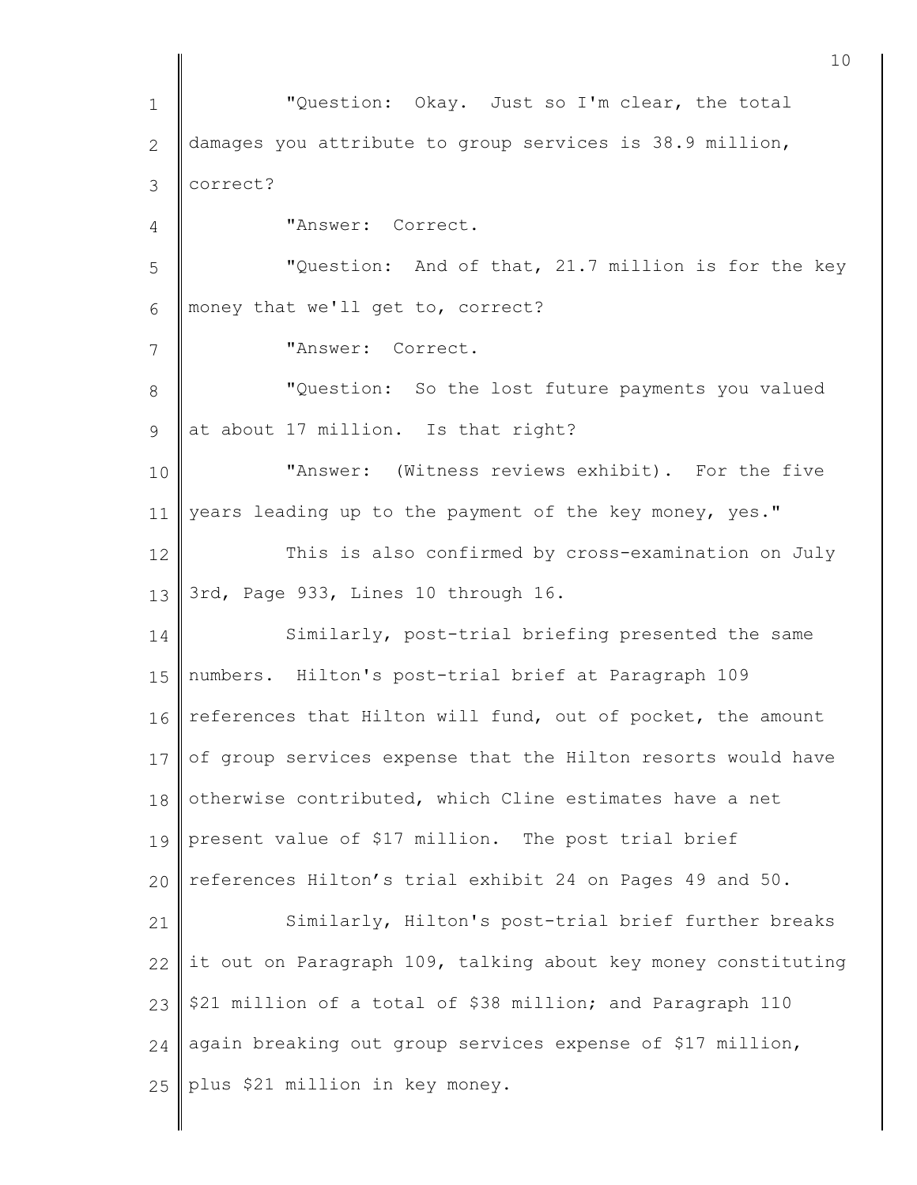"Question: Okay. Just so I'm clear, the total damages you attribute to group services is 38.9 million, correct?

"Answer: Correct.

"Question: And of that, 21.7 million is for the key money that we'll get to, correct?

"Answer: Correct.

"Question: So the lost future payments you valued at about 17 million. Is that right?

"Answer: (Witness reviews exhibit). For the five years leading up to the payment of the key money, yes."

This is also confirmed by cross-examination on July 3rd, Page 933, Lines 10 through 16.

Similarly, post-trial briefing presented the same numbers. Hilton's post-trial brief at Paragraph 109 references that Hilton will fund, out of pocket, the amount of group services expense that the Hilton resorts would have otherwise contributed, which Cline estimates have a net present value of $17 million. The post trial brief references Hilton's trial exhibit 24 on Pages 49 and 50.

Similarly, Hilton's post-trial brief further breaks it out on Paragraph 109, talking about key money constituting $21 million of a total of $38 million; and Paragraph 110 again breaking out group services expense of $17 million, plus $21 million in key money.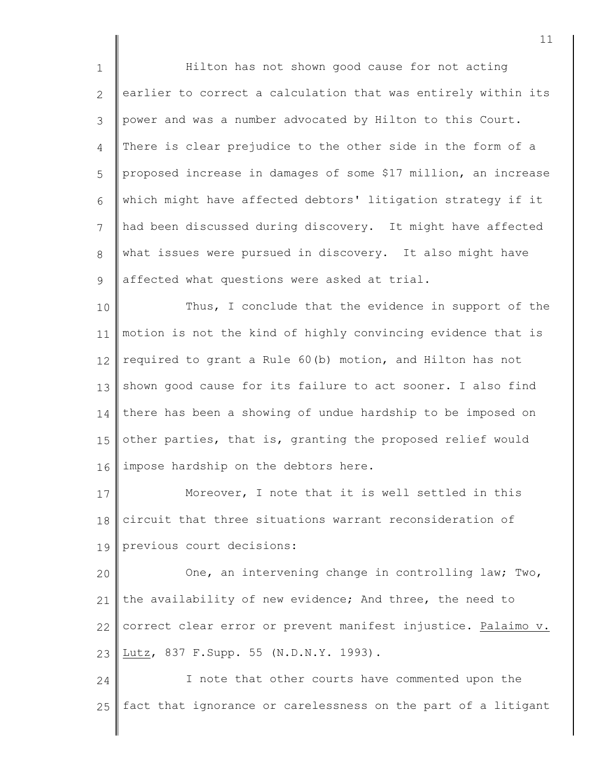Hilton has not shown good cause for not acting earlier to correct a calculation that was entirely within its power and was a number advocated by Hilton to this Court. There is clear prejudice to the other side in the form of a proposed increase in damages of some $17 million, an increase which might have affected debtors' litigation strategy if it had been discussed during discovery. It might have affected what issues were pursued in discovery. It also might have affected what questions were asked at trial.

Thus, I conclude that the evidence in support of the motion is not the kind of highly convincing evidence that is required to grant a Rule 60(b) motion, and Hilton has not shown good cause for its failure to act sooner. I also find there has been a showing of undue hardship to be imposed on other parties, that is, granting the proposed relief would impose hardship on the debtors here.

Moreover, I note that it is well settled in this circuit that three situations warrant reconsideration of previous court decisions:

One, an intervening change in controlling law; Two, the availability of new evidence; And three, the need to correct clear error or prevent manifest injustice. Palaimo v. Lutz, 837 F.Supp. 55 (N.D.N.Y. 1993).

I note that other courts have commented upon the fact that ignorance or carelessness on the part of a litigant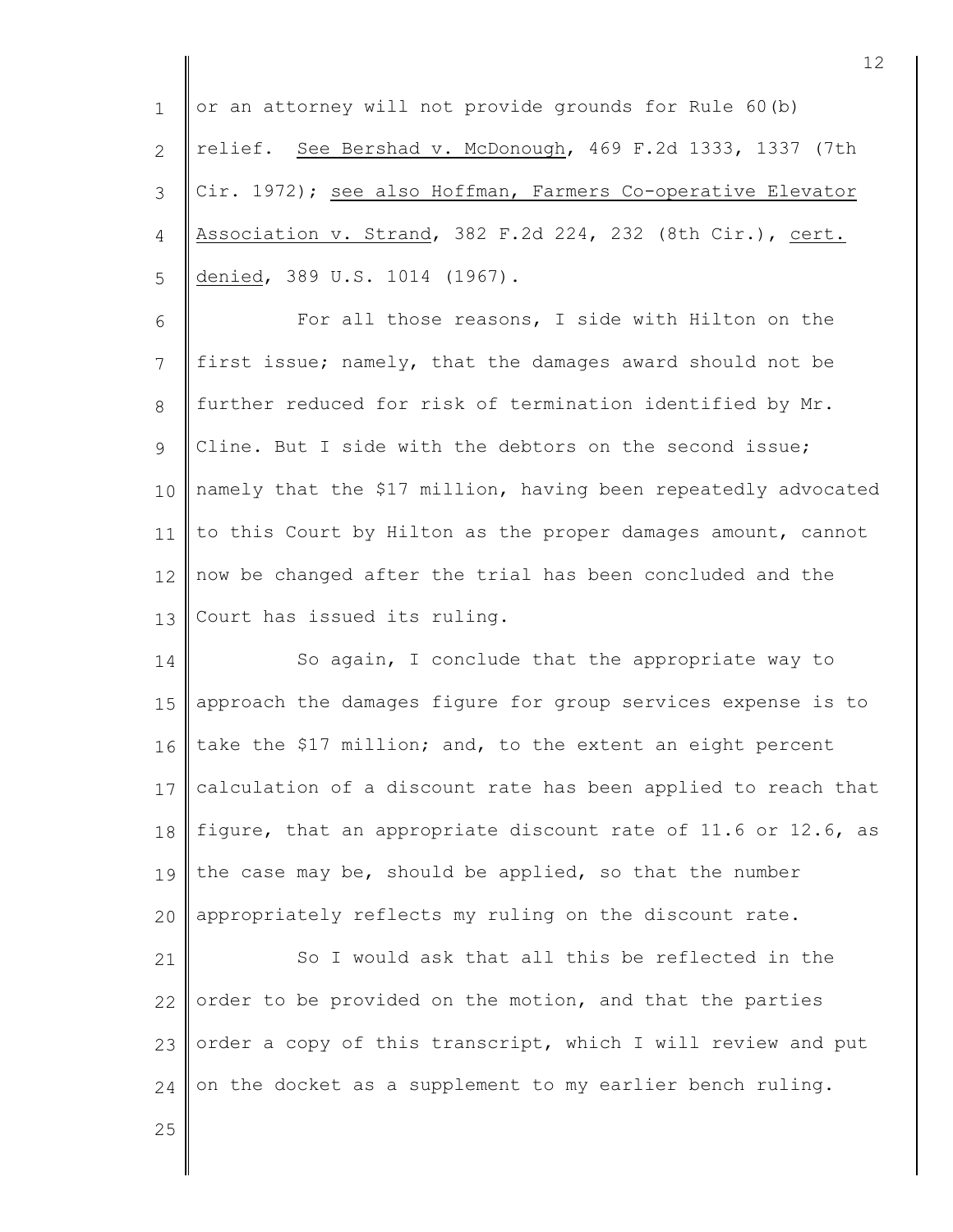or an attorney will not provide grounds for Rule 60(b) relief. See Bershad v. McDonough, 469 F.2d 1333, 1337 (7th Cir. 1972); see also Hoffman, Farmers Co-operative Elevator Association v. Strand, 382 F.2d 224, 232 (8th Cir.), cert. denied, 389 U.S. 1014 (1967).

For all those reasons, I side with Hilton on the first issue; namely, that the damages award should not be further reduced for risk of termination identified by Mr. Cline. But I side with the debtors on the second issue; namely that the $17 million, having been repeatedly advocated to this Court by Hilton as the proper damages amount, cannot now be changed after the trial has been concluded and the Court has issued its ruling.

So again, I conclude that the appropriate way to approach the damages figure for group services expense is to take the $17 million; and, to the extent an eight percent calculation of a discount rate has been applied to reach that figure, that an appropriate discount rate of 11.6 or 12.6, as the case may be, should be applied, so that the number appropriately reflects my ruling on the discount rate.

So I would ask that all this be reflected in the order to be provided on the motion, and that the parties order a copy of this transcript, which I will review and put on the docket as a supplement to my earlier bench ruling.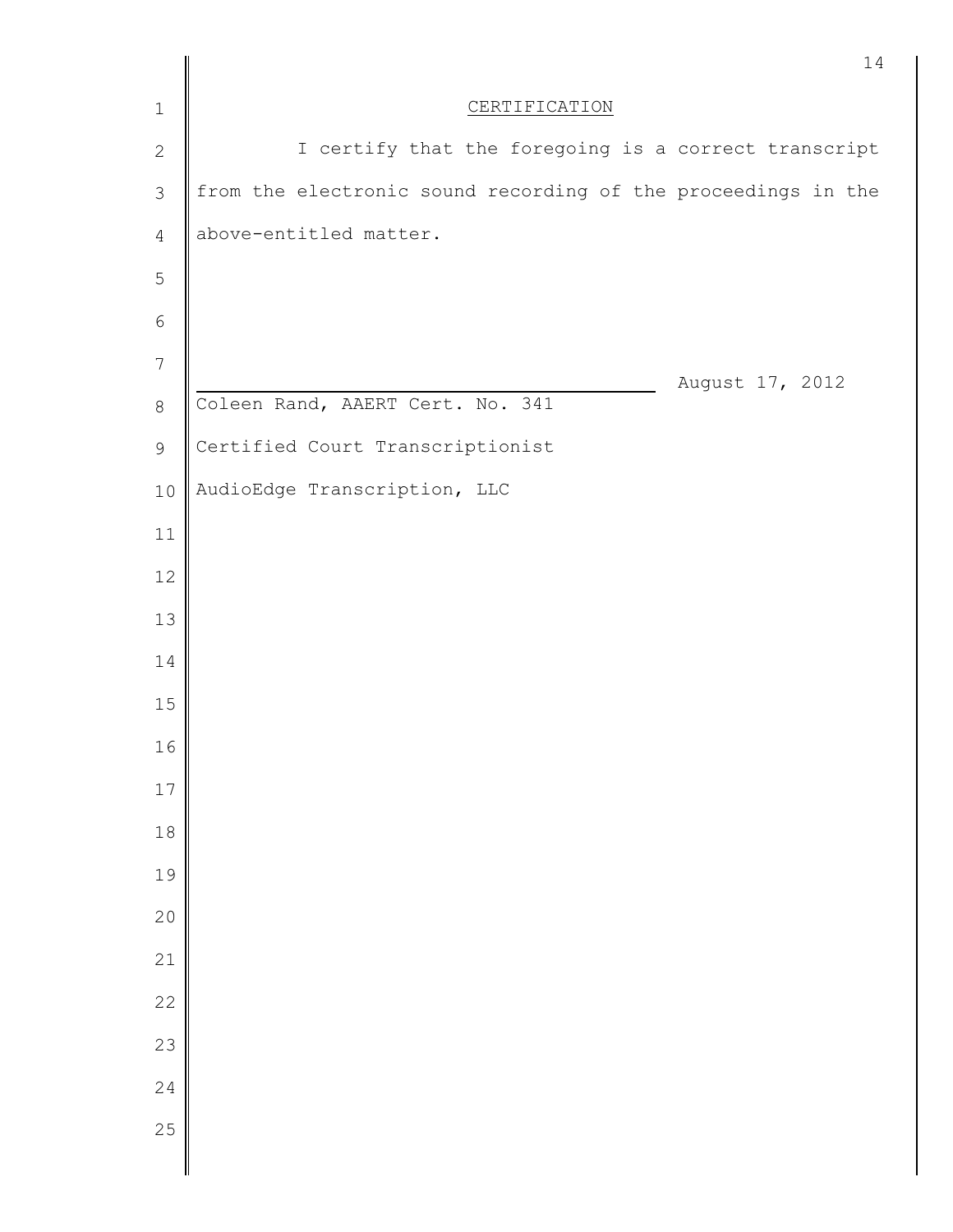# CERTIFICATION

I certify that the foregoing is a correct transcript from the electronic sound recording of the proceedings in the above-entitled matter.

\_\_\_\_\_\_\_\_\_\_\_\_\_\_\_\_\_\_\_\_\_\_\_\_\_\_\_\_\_\_\_\_\_\_\_\_\_\_\_\_ August 17, 2012

Coleen Rand, AAERT Cert. No. 341

Certified Court Transcriptionist

AudioEdge Transcription, LLC